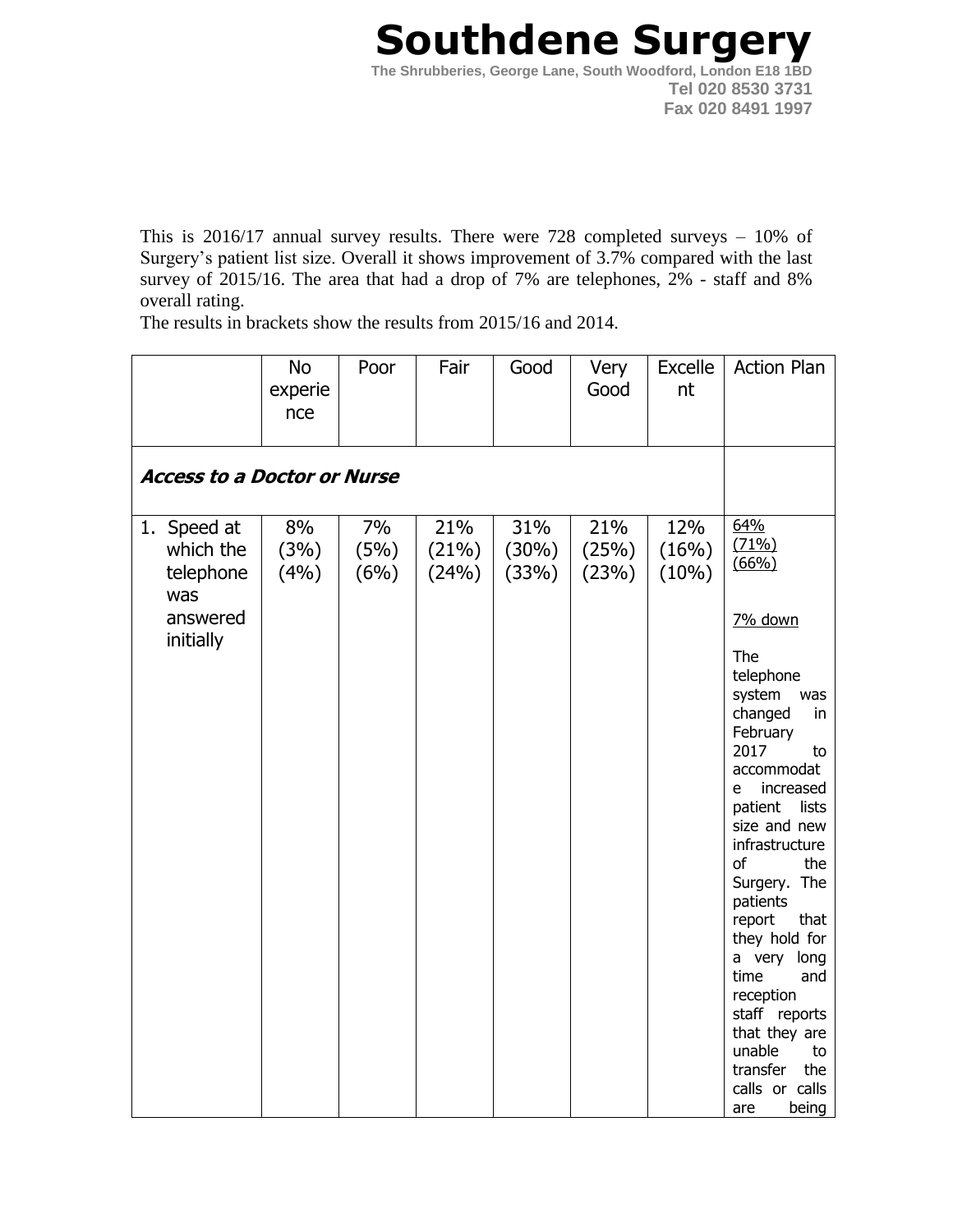# Southdene Surgery

**The Shrubberies, George Lane, South Woodford, London E18 1BD**
**Tel 020 8530 3731**
**Fax 020 8491 1997**

This is 2016/17 annual survey results. There were 728 completed surveys – 10% of Surgery's patient list size. Overall it shows improvement of 3.7% compared with the last survey of 2015/16. The area that had a drop of 7% are telephones, 2% - staff and 8% overall rating.
The results in brackets show the results from 2015/16 and 2014.

| | No experience | Poor | Fair | Good | Very Good | Excellent | Action Plan |
|---|---|---|---|---|---|---|---|
| ***Access to a Doctor or Nurse*** | | | | | | | |
| 1. Speed at which the telephone was answered initially | 8% (3%) (4%) | 7% (5%) (6%) | 21% (21%) (24%) | 31% (30%) (33%) | 21% (25%) (23%) | 12% (16%) (10%) | <u>64%</u> <u>(71%)</u> <u>(66%)</u><br><br><u>7% down</u><br><br>The telephone system was changed in February 2017 to accommodate increased patient lists size and new infrastructure of the Surgery. The patients report that they hold for a very long time and reception staff reports that they are unable to transfer the calls or calls are being |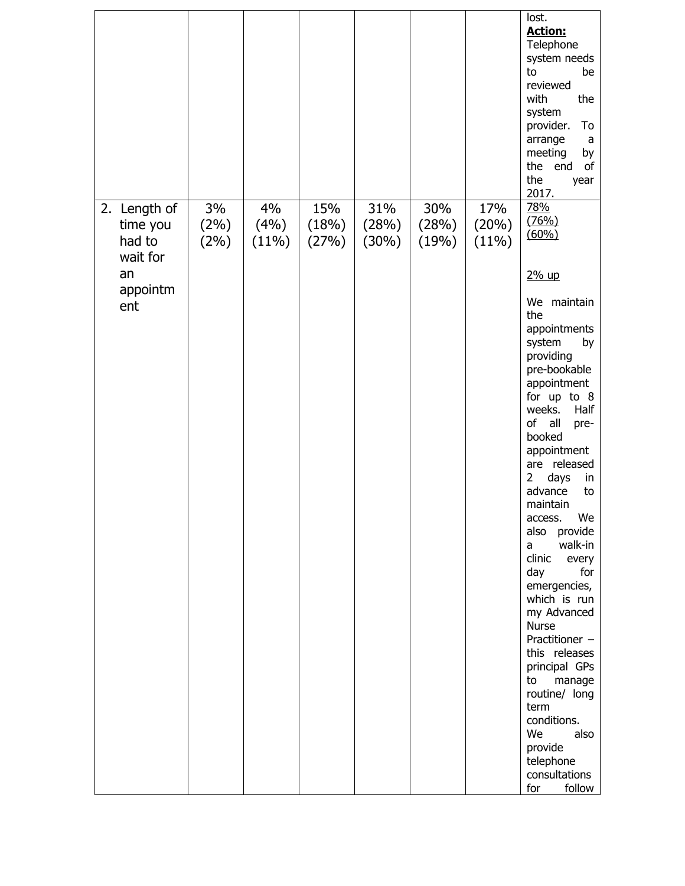|  |  |  |  |  |  |  | lost.<br>**Action:**<br>Telephone system needs to be reviewed with the system provider. To arrange a meeting by the end of the year 2017. |
|---|---|---|---|---|---|---|---|
| 2. Length of time you had to wait for an appointment | 3%<br>(2%)<br>(2%) | 4%<br>(4%)<br>(11%) | 15%<br>(18%)<br>(27%) | 31%<br>(28%)<br>(30%) | 30%<br>(28%)<br>(19%) | 17%<br>(20%)<br>(11%) | 78%<br>(76%)<br>(60%)<br><br>2% up<br><br>We maintain the appointments system by providing pre-bookable appointment for up to 8 weeks. Half of all pre-booked appointment are released 2 days in advance to maintain access. We also provide a walk-in clinic every day for emergencies, which is run my Advanced Nurse Practitioner – this releases principal GPs to manage routine/ long term conditions. We also provide telephone consultations for follow |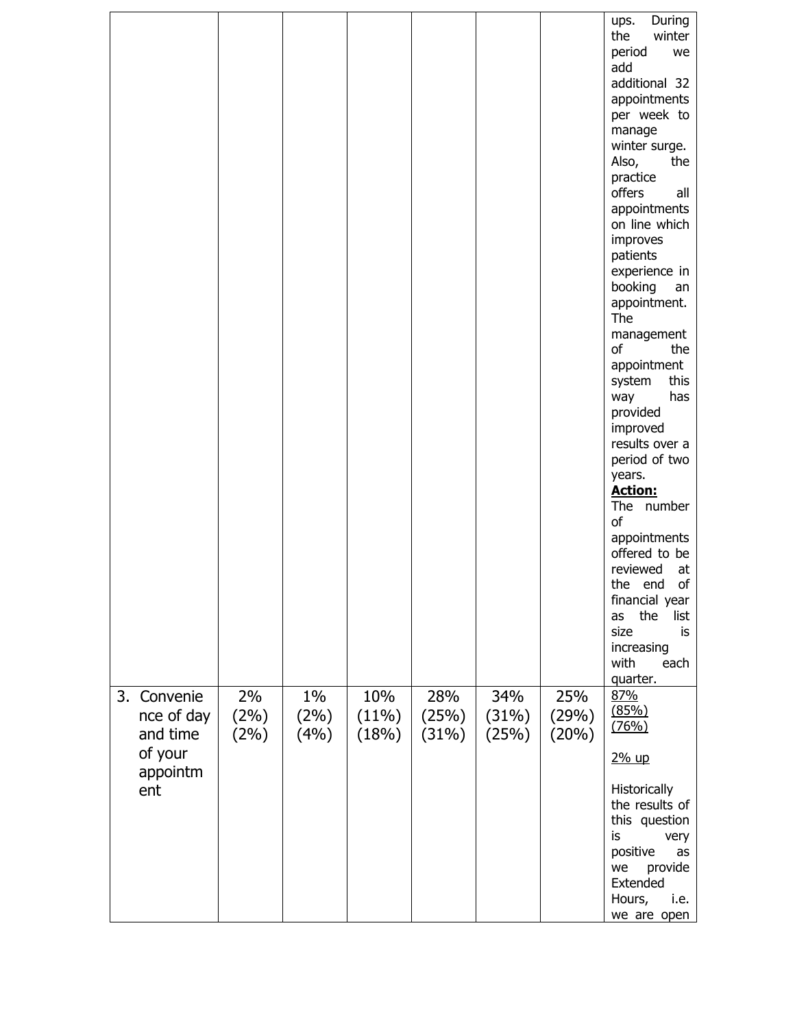| | | | | | | | |
|---|---|---|---|---|---|---|---|
| | | | | | | | ups. During the winter period we add additional 32 appointments per week to manage winter surge. Also, the practice offers all appointments on line which improves patients experience in booking an appointment. The management of the appointment system this way has provided improved results over a period of two years.<br>**Action:**<br>The number of appointments offered to be reviewed at the end of financial year as the list size is increasing with each quarter. |
| 3. Convenience of day and time of your appointment | 2%<br>(2%)<br>(2%) | 1%<br>(2%)<br>(4%) | 10%<br>(11%)<br>(18%) | 28%<br>(25%)<br>(31%) | 34%<br>(31%)<br>(25%) | 25%<br>(29%)<br>(20%) | 87%<br>(85%)<br>(76%)<br><br>2% up<br><br>Historically the results of this question is very positive as we provide Extended Hours, i.e. we are open |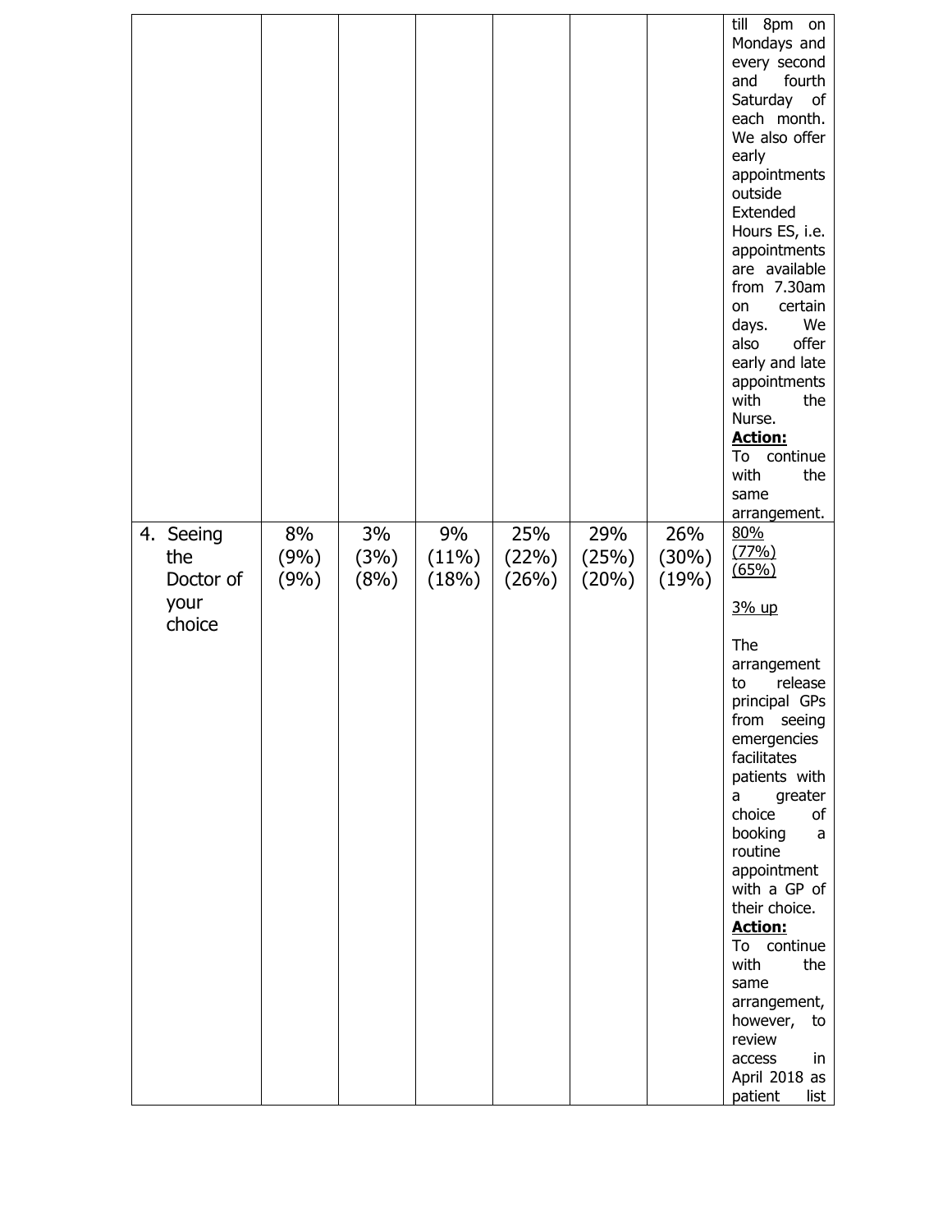| | | | | | | | |
|---|---|---|---|---|---|---|---|
| | | | | | | | till 8pm on Mondays and every second and fourth Saturday of each month. We also offer early appointments outside Extended Hours ES, i.e. appointments are available from 7.30am on certain days. We also offer early and late appointments with the Nurse.<br>**Action:**<br>To continue with the same arrangement. |
| 4. Seeing the Doctor of your choice | 8%<br>(9%)<br>(9%) | 3%<br>(3%)<br>(8%) | 9%<br>(11%)<br>(18%) | 25%<br>(22%)<br>(26%) | 29%<br>(25%)<br>(20%) | 26%<br>(30%)<br>(19%) | 80%<br>(77%)<br>(65%)<br><br>3% up<br><br>The arrangement to release principal GPs from seeing emergencies facilitates patients with a greater choice of booking a routine appointment with a GP of their choice.<br>**Action:**<br>To continue with the same arrangement, however, to review access in April 2018 as patient list |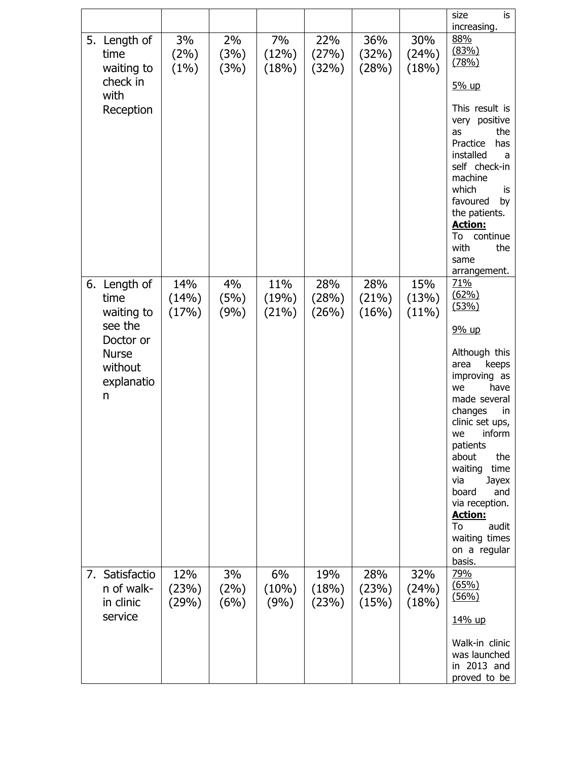| | | | | | | | |
|---|---|---|---|---|---|---|---|
| | | | | | | | size is increasing. |
| 5. Length of time waiting to check in with Reception | 3% (2%) (1%) | 2% (3%) (3%) | 7% (12%) (18%) | 22% (27%) (32%) | 36% (32%) (28%) | 30% (24%) (18%) | 88% (83%) (78%)<br><br>5% up<br><br>This result is very positive as the Practice has installed a self check-in machine which is favoured by the patients.<br>**Action:**<br>To continue with the same arrangement. |
| 6. Length of time waiting to see the Doctor or Nurse without explanation | 14% (14%) (17%) | 4% (5%) (9%) | 11% (19%) (21%) | 28% (28%) (26%) | 28% (21%) (16%) | 15% (13%) (11%) | 71% (62%) (53%)<br><br>9% up<br><br>Although this area keeps improving as we have made several changes in clinic set ups, we inform patients about the waiting time via Jayex board and via reception.<br>**Action:**<br>To audit waiting times on a regular basis. |
| 7. Satisfaction of walk-in clinic service | 12% (23%) (29%) | 3% (2%) (6%) | 6% (10%) (9%) | 19% (18%) (23%) | 28% (23%) (15%) | 32% (24%) (18%) | 79% (65%) (56%)<br><br>14% up<br><br>Walk-in clinic was launched in 2013 and proved to be |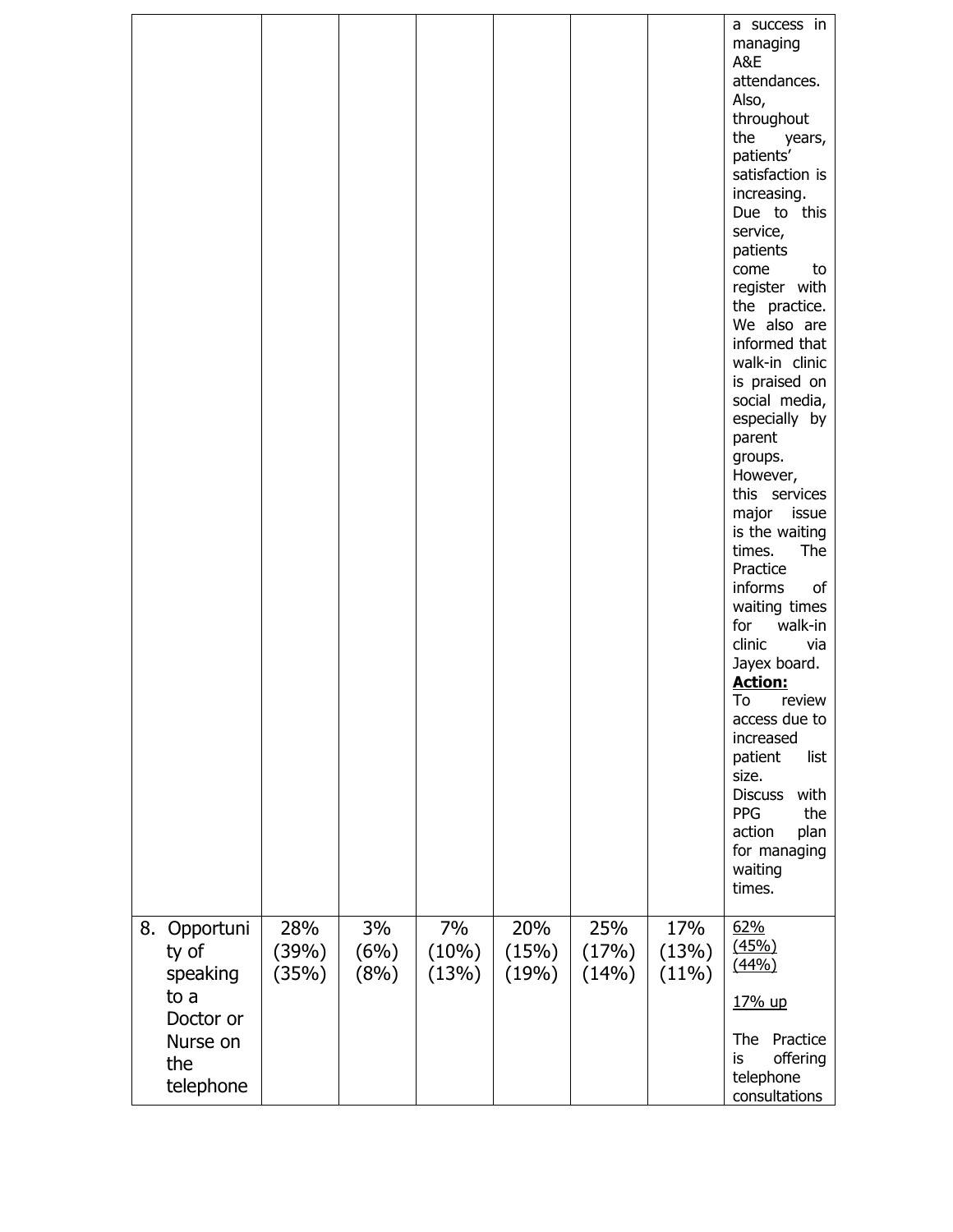| | | | | | | | |
|---|---|---|---|---|---|---|---|
| | | | | | | | a success in managing A&E attendances. Also, throughout the years, patients' satisfaction is increasing. Due to this service, patients come to register with the practice. We also are informed that walk-in clinic is praised on social media, especially by parent groups. However, this services major issue is the waiting times. The Practice informs of waiting times for walk-in clinic via Jayex board. <br>**Action:** <br>To review access due to increased patient list size. <br>Discuss with PPG the action plan for managing waiting times. |
| 8. Opportunity of speaking to a Doctor or Nurse on the telephone | 28% (39%) (35%) | 3% (6%) (8%) | 7% (10%) (13%) | 20% (15%) (19%) | 25% (17%) (14%) | 17% (13%) (11%) | 62% (45%) (44%) <br><br>17% up <br><br>The Practice is offering telephone consultations |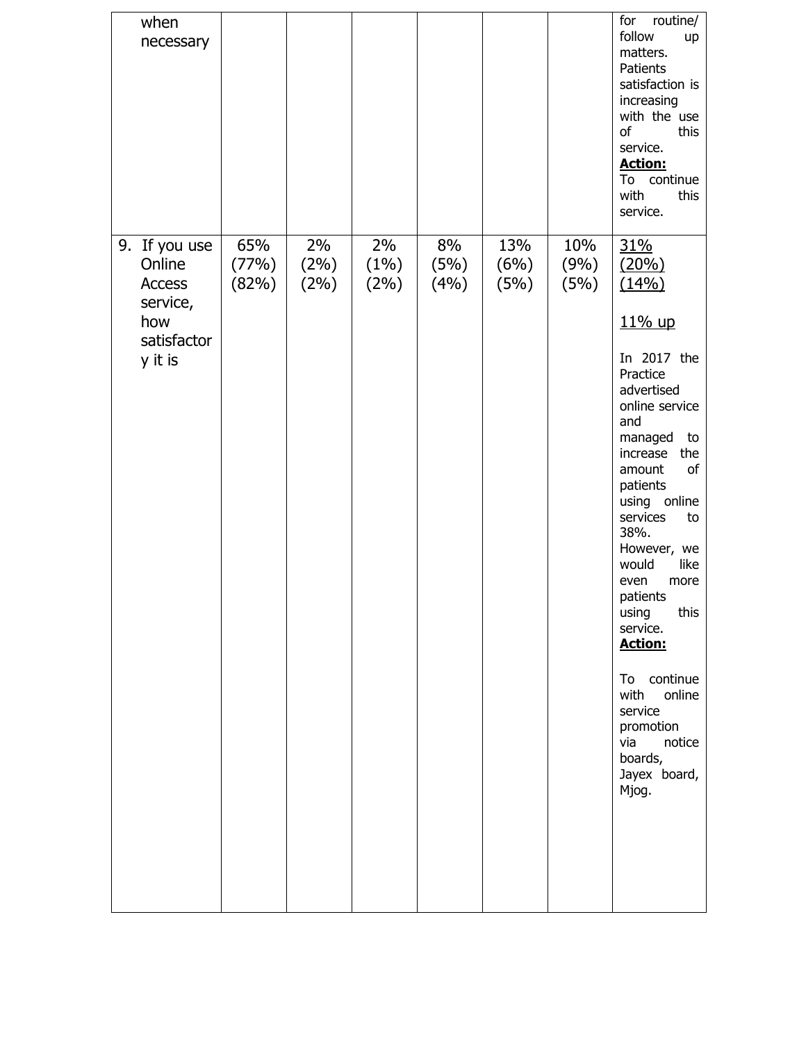| | | | | | | | |
|---|---|---|---|---|---|---|---|
| when necessary | | | | | | | for routine/ follow up matters. Patients satisfaction is increasing with the use of this service. **Action:** To continue with this service. |
| 9. If you use Online Access service, how satisfactory it is | 65% (77%) (82%) | 2% (2%) (2%) | 2% (1%) (2%) | 8% (5%) (4%) | 13% (6%) (5%) | 10% (9%) (5%) | 31% (20%) (14%)<br><br>11% up<br><br>In 2017 the Practice advertised online service and managed to increase the amount of patients using online services to 38%. However, we would like even more patients using this service. **Action:**<br><br>To continue with online service promotion via notice boards, Jayex board, Mjog. |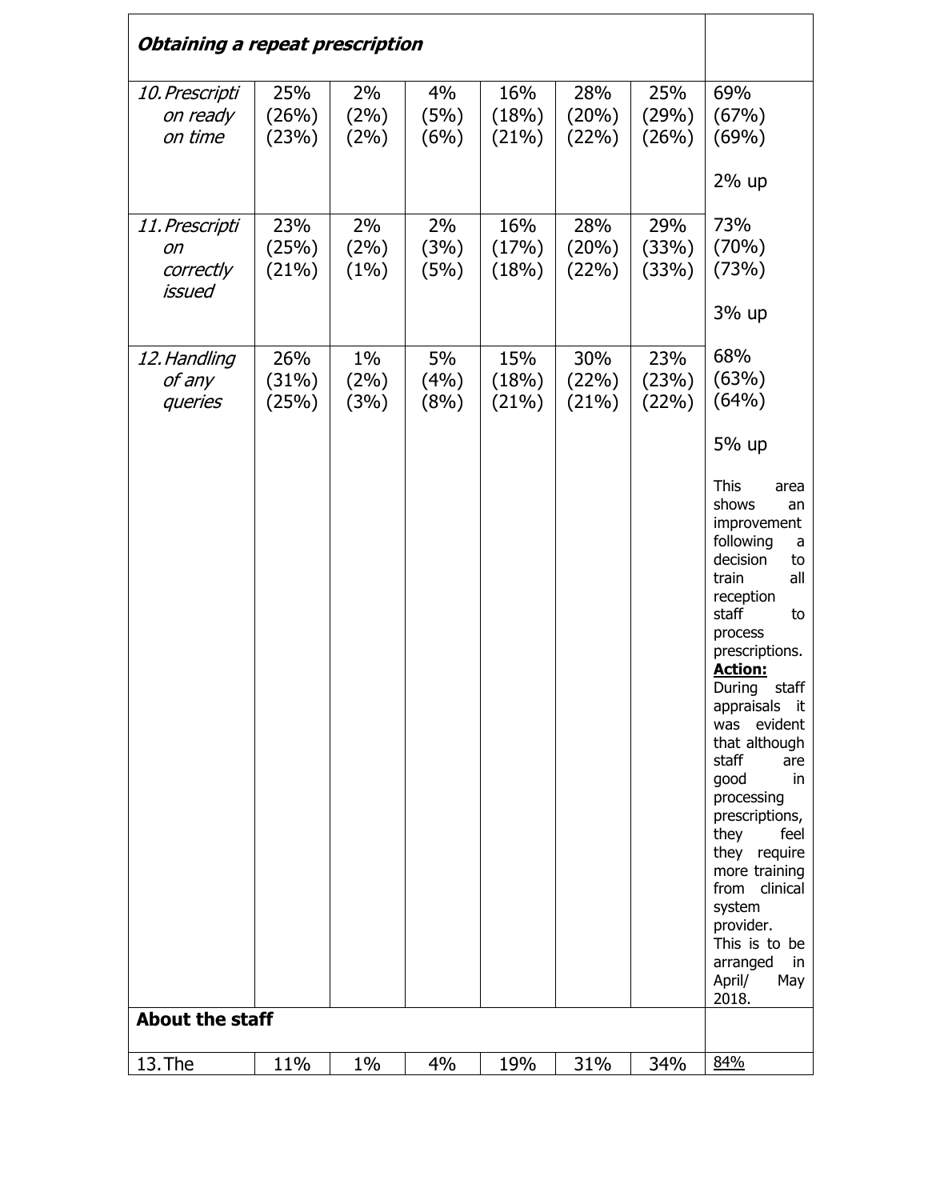| ***Obtaining a repeat prescription*** | | | | | | | |
|---|---|---|---|---|---|---|---|
| *10. Prescription ready on time* | 25% (26%) (23%) | 2% (2%) (2%) | 4% (5%) (6%) | 16% (18%) (21%) | 28% (20%) (22%) | 25% (29%) (26%) | 69% (67%) (69%)<br><br>2% up |
| *11. Prescription correctly issued* | 23% (25%) (21%) | 2% (2%) (1%) | 2% (3%) (5%) | 16% (17%) (18%) | 28% (20%) (22%) | 29% (33%) (33%) | 73% (70%) (73%)<br><br>3% up |
| *12. Handling of any queries* | 26% (31%) (25%) | 1% (2%) (3%) | 5% (4%) (8%) | 15% (18%) (21%) | 30% (22%) (21%) | 23% (23%) (22%) | 68% (63%) (64%)<br><br>5% up<br><br>This area shows an improvement following a decision to train all reception staff to process prescriptions.<br>**Action:**<br>During staff appraisals it was evident that although staff are good in processing prescriptions, they feel they require more training from clinical system provider.<br>This is to be arranged in April/ May 2018. |
| **About the staff** | | | | | | | |
| 13. The | 11% | 1% | 4% | 19% | 31% | 34% | 84% |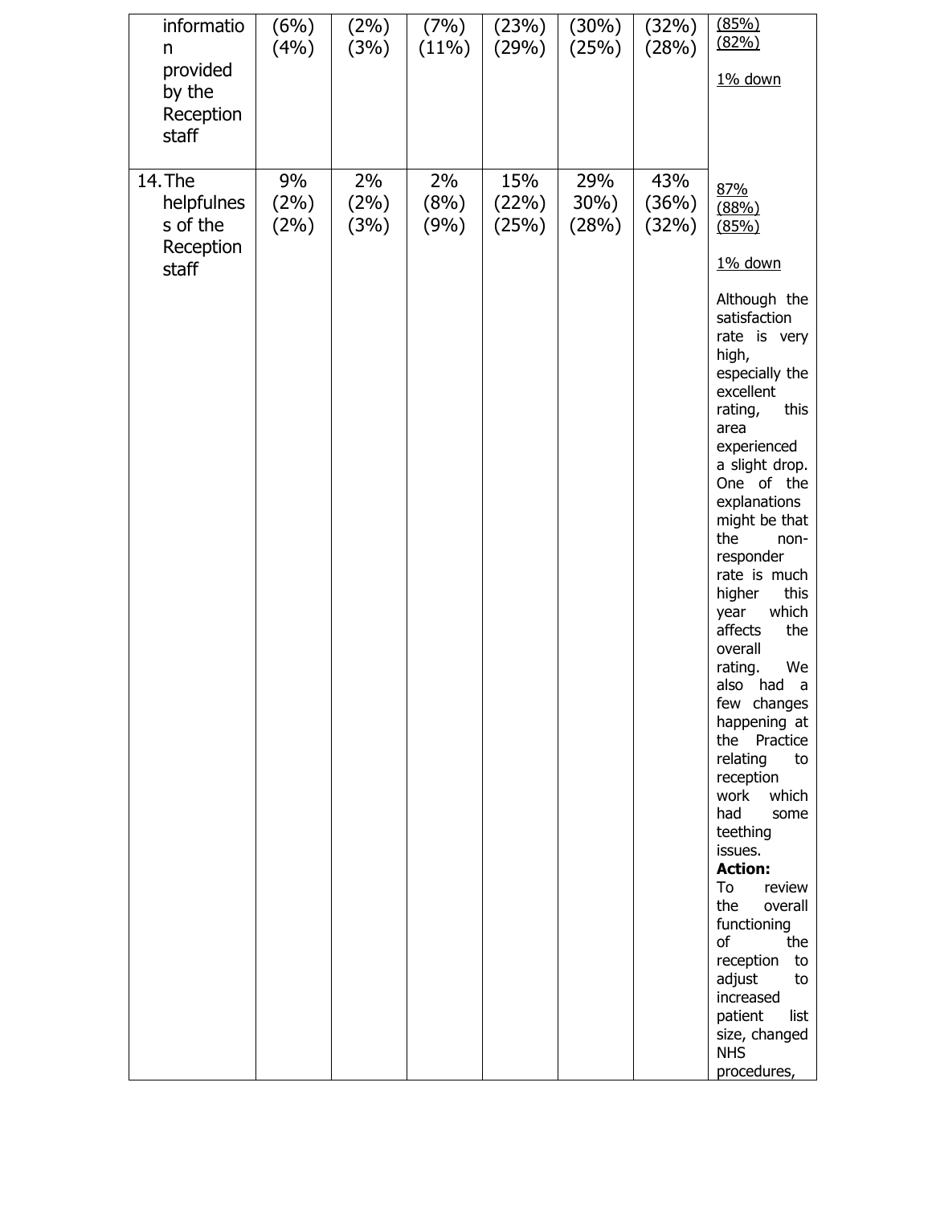| | | | | | | | |
|---|---|---|---|---|---|---|---|
| information provided by the Reception staff | (6%) (4%) | (2%) (3%) | (7%) (11%) | (23%) (29%) | (30%) (25%) | (32%) (28%) | (85%) (82%)<br><br>1% down |
| 14. The helpfulness of the Reception staff | 9% (2%) (2%) | 2% (2%) (3%) | 2% (8%) (9%) | 15% (22%) (25%) | 29% 30%) (28%) | 43% (36%) (32%) | 87% (88%) (85%)<br><br>1% down<br><br>Although the satisfaction rate is very high, especially the excellent rating, this area experienced a slight drop. One of the explanations might be that the non-responder rate is much higher this year which affects the overall rating. We also had a few changes happening at the Practice relating to reception work which had some teething issues.<br>**Action:**<br>To review the overall functioning of the reception to adjust to increased patient list size, changed NHS procedures, |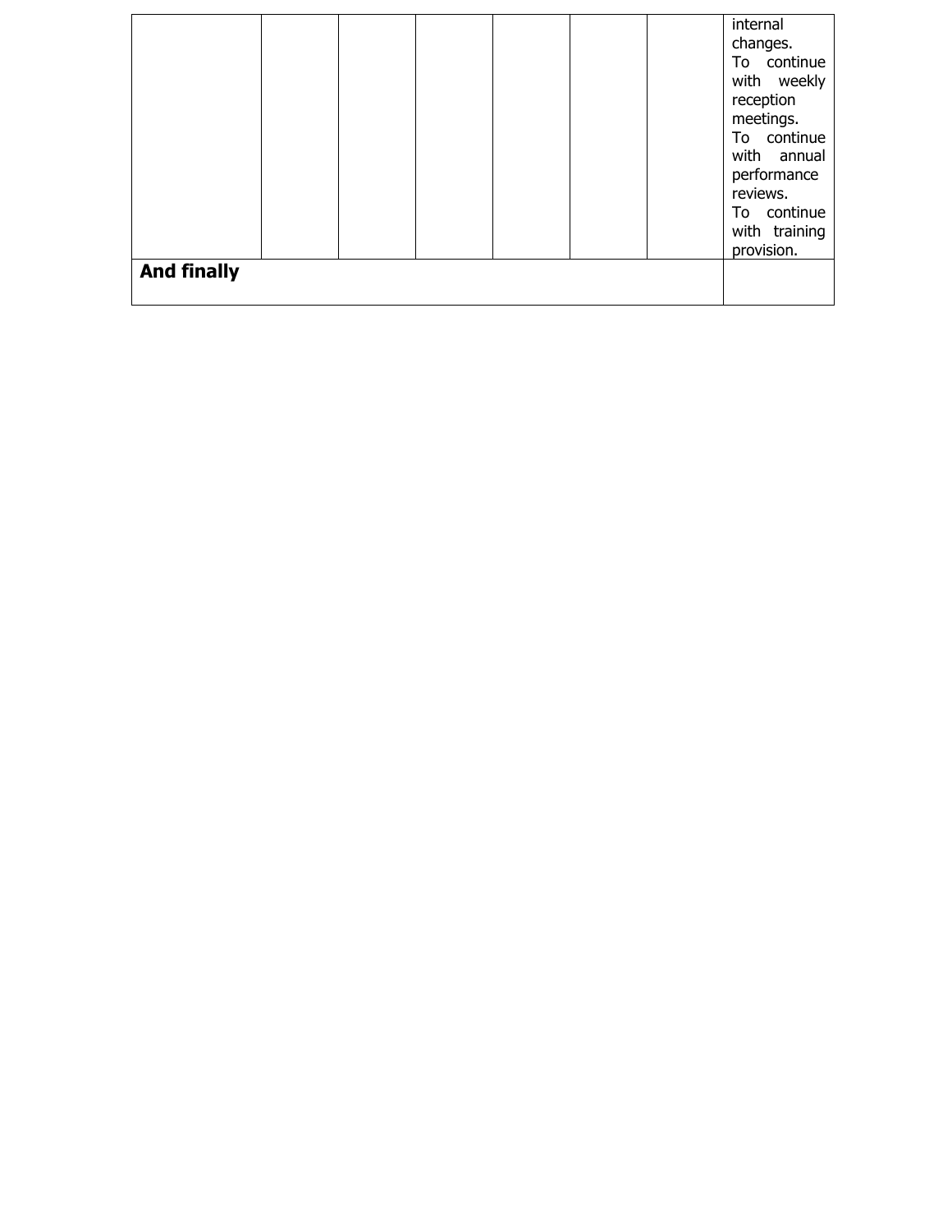| | | | | | | | |
|---|---|---|---|---|---|---|---|
| | | | | | | | internal changes. To continue with weekly reception meetings. To continue with annual performance reviews. To continue with training provision. |
| **And finally** | | | | | | | |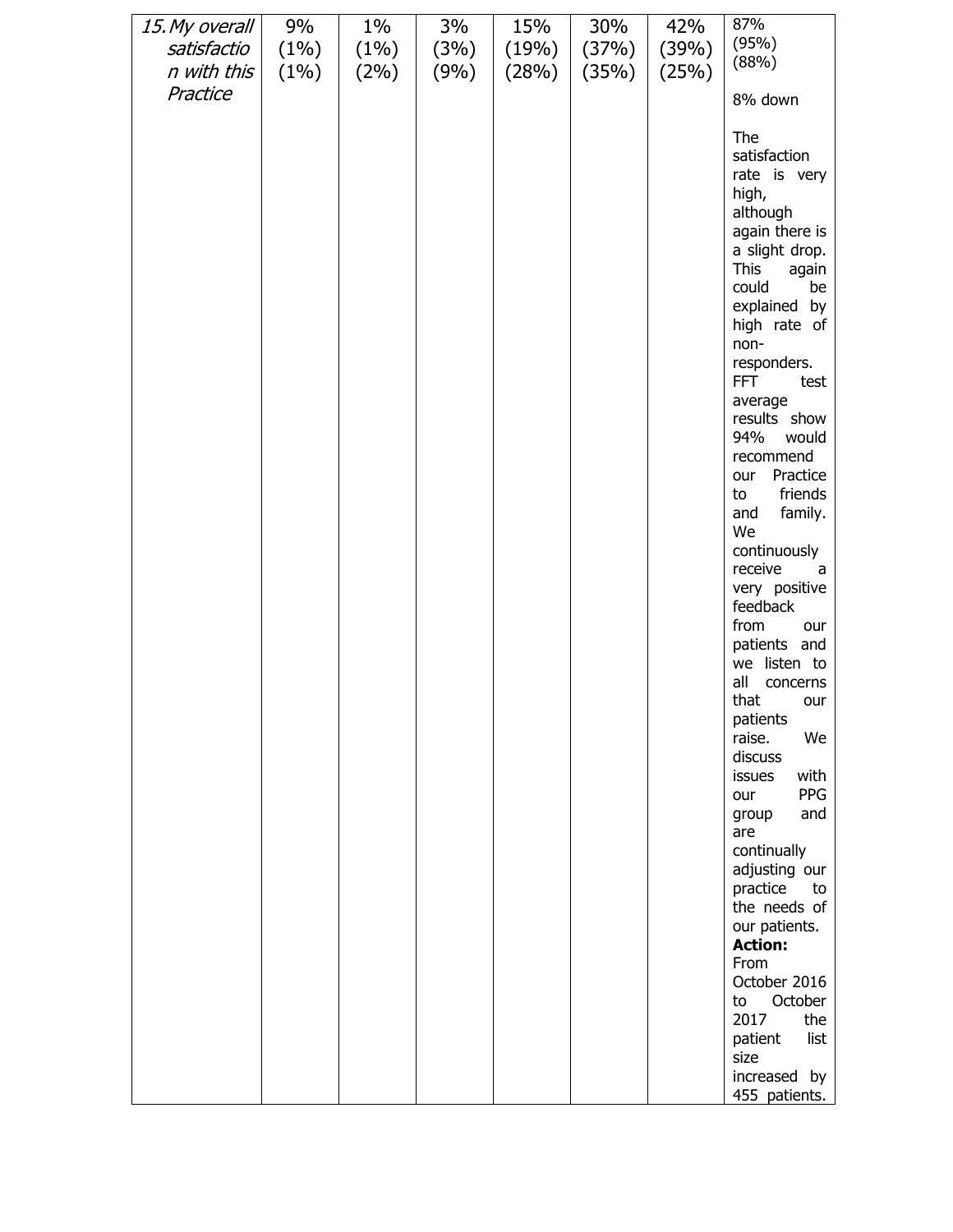| 15. *My overall satisfaction with this Practice* | 9% (1%) (1%) | 1% (1%) (2%) | 3% (3%) (9%) | 15% (19%) (28%) | 30% (37%) (35%) | 42% (39%) (25%) | 87% (95%) (88%)<br><br>8% down<br><br>The satisfaction rate is very high, although again there is a slight drop. This again could be explained by high rate of non-responders. FFT test average results show 94% would recommend our Practice to friends and family. We continuously receive a very positive feedback from our patients and we listen to all concerns that our patients raise. We discuss issues with our PPG group and are continually adjusting our practice to the needs of our patients.<br>**Action:**<br>From October 2016 to October 2017 the patient list size increased by 455 patients. |
|---|---|---|---|---|---|---|---|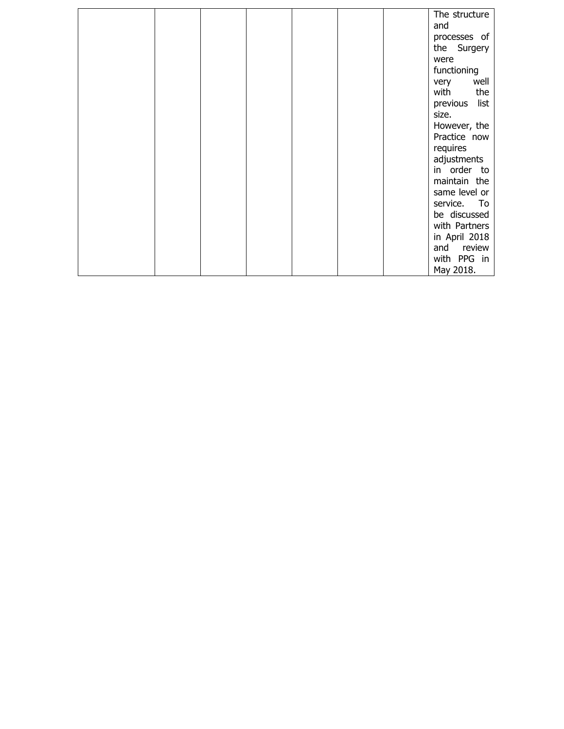| | | | | | | | |
|---|---|---|---|---|---|---|---|
| | | | | | | | The structure and processes of the Surgery were functioning very well with the previous list size. However, the Practice now requires adjustments in order to maintain the same level or service. To be discussed with Partners in April 2018 and review with PPG in May 2018. |